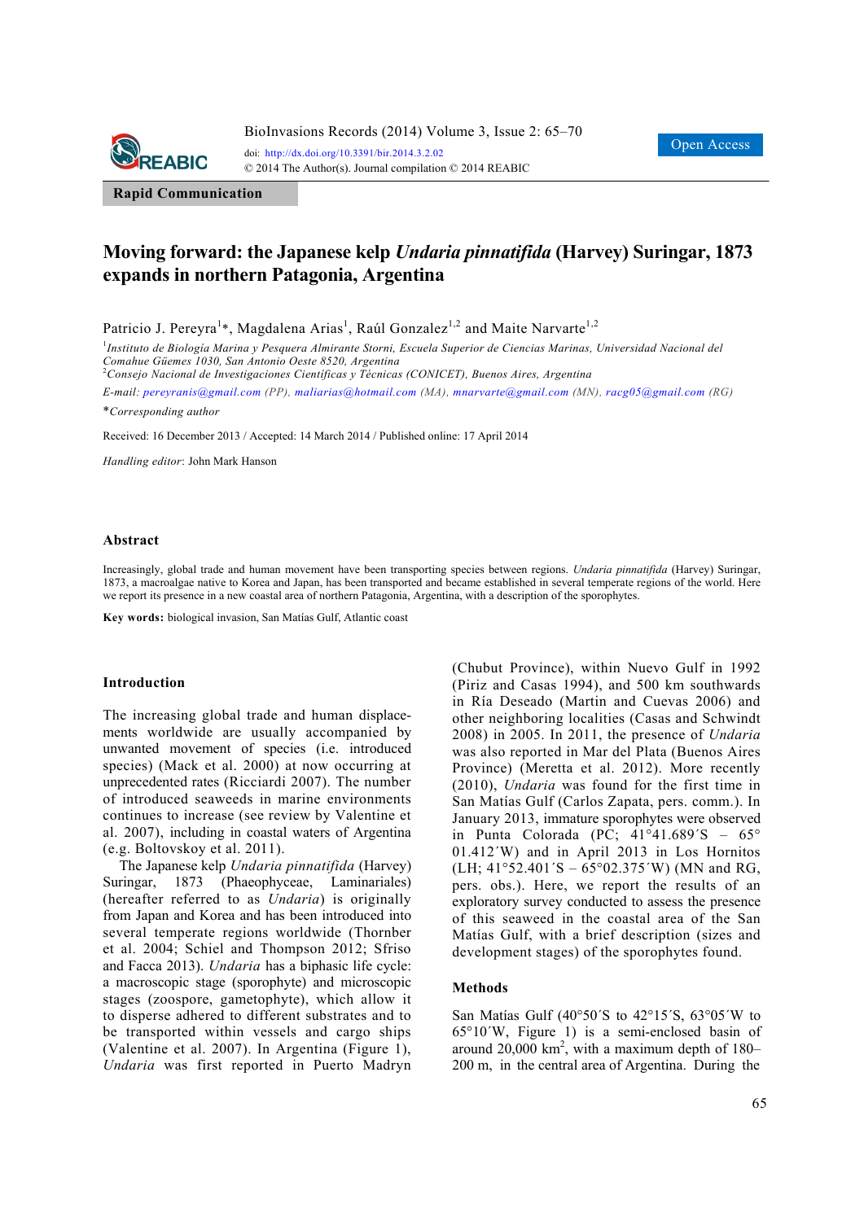Rapid Communication

# Moving forward: the Japanese kelp *Undaria pinnatifida* (Harvey) Suringar, 1873 expands in northern Patagonia, Argentina

Patricio J. Pereyra[1]*, Magdalena Arias[1], Raúl Gonzalez[1,2] and Maite Narvarte[1,2]

[1]*Instituto de Biología Marina y Pesquera Almirante Storni, Escuela Superior de Ciencias Marinas, Universidad Nacional del Comahue Güemes 1030, San Antonio Oeste 8520, Argentina*

[2]*Consejo Nacional de Investigaciones Científicas y Técnicas (CONICET), Buenos Aires, Argentina*

*E-mail:* pereyranis@gmail.com (PP), maliarias@hotmail.com (MA), mnarvarte@gmail.com (MN), racg05@gmail.com (RG)

**Corresponding author*

Received: 16 December 2013 / Accepted: 14 March 2014 / Published online: 17 April 2014

*Handling editor*: John Mark Hanson

## Abstract

Increasingly, global trade and human movement have been transporting species between regions. *Undaria pinnatifida* (Harvey) Suringar, 1873, a macroalgae native to Korea and Japan, has been transported and became established in several temperate regions of the world. Here we report its presence in a new coastal area of northern Patagonia, Argentina, with a description of the sporophytes.

**Key words:** biological invasion, San Matías Gulf, Atlantic coast

## Introduction

The increasing global trade and human displacements worldwide are usually accompanied by unwanted movement of species (i.e. introduced species) (Mack et al. 2000) at now occurring at unprecedented rates (Ricciardi 2007). The number of introduced seaweeds in marine environments continues to increase (see review by Valentine et al. 2007), including in coastal waters of Argentina (e.g. Boltovskoy et al. 2011).

The Japanese kelp *Undaria pinnatifida* (Harvey) Suringar, 1873 (Phaeophyceae, Laminariales) (hereafter referred to as *Undaria*) is originally from Japan and Korea and has been introduced into several temperate regions worldwide (Thornber et al. 2004; Schiel and Thompson 2012; Sfriso and Facca 2013). *Undaria* has a biphasic life cycle: a macroscopic stage (sporophyte) and microscopic stages (zoospore, gametophyte), which allow it to disperse adhered to different substrates and to be transported within vessels and cargo ships (Valentine et al. 2007). In Argentina (Figure 1), *Undaria* was first reported in Puerto Madryn (Chubut Province), within Nuevo Gulf in 1992 (Piriz and Casas 1994), and 500 km southwards in Ría Deseado (Martin and Cuevas 2006) and other neighboring localities (Casas and Schwindt 2008) in 2005. In 2011, the presence of *Undaria* was also reported in Mar del Plata (Buenos Aires Province) (Meretta et al. 2012). More recently (2010), *Undaria* was found for the first time in San Matías Gulf (Carlos Zapata, pers. comm.). In January 2013, immature sporophytes were observed in Punta Colorada (PC; 41°41.689´S – 65° 01.412´W) and in April 2013 in Los Hornitos (LH; 41°52.401´S – 65°02.375´W) (MN and RG, pers. obs.). Here, we report the results of an exploratory survey conducted to assess the presence of this seaweed in the coastal area of the San Matías Gulf, with a brief description (sizes and development stages) of the sporophytes found.

## Methods

San Matías Gulf (40°50´S to 42°15´S, 63°05´W to 65°10´W, Figure 1) is a semi-enclosed basin of around 20,000 km$^2$, with a maximum depth of 180–200 m, in the central area of Argentina. During the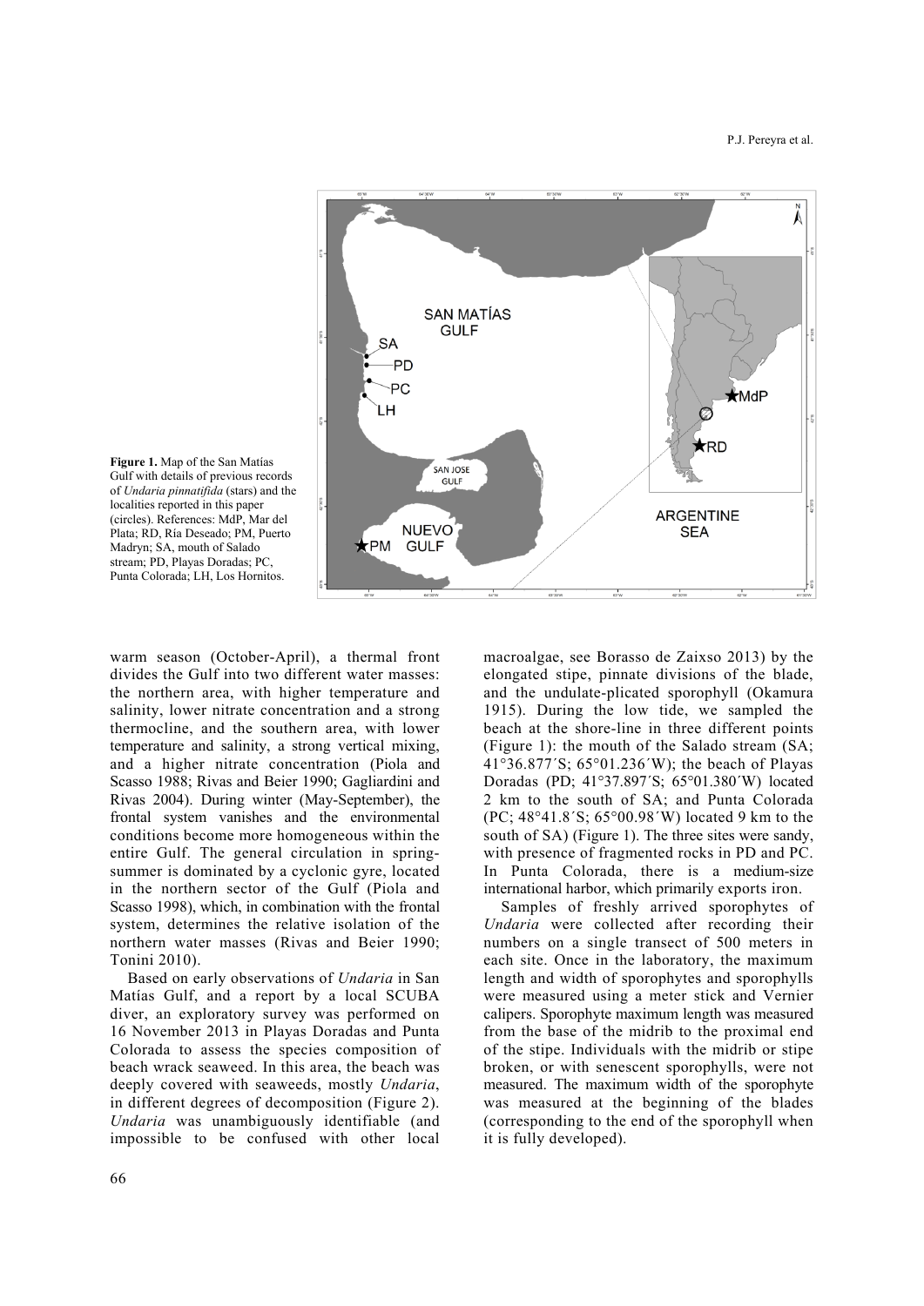**Figure 1.** Map of the San Matías Gulf with details of previous records of *Undaria pinnatifida* (stars) and the localities reported in this paper (circles). References: MdP, Mar del Plata; RD, Ría Deseado; PM, Puerto Madryn; SA, mouth of Salado stream; PD, Playas Doradas; PC, Punta Colorada; LH, Los Hornitos.

warm season (October-April), a thermal front divides the Gulf into two different water masses: the northern area, with higher temperature and salinity, lower nitrate concentration and a strong thermocline, and the southern area, with lower temperature and salinity, a strong vertical mixing, and a higher nitrate concentration (Piola and Scasso 1988; Rivas and Beier 1990; Gagliardini and Rivas 2004). During winter (May-September), the frontal system vanishes and the environmental conditions become more homogeneous within the entire Gulf. The general circulation in spring-summer is dominated by a cyclonic gyre, located in the northern sector of the Gulf (Piola and Scasso 1998), which, in combination with the frontal system, determines the relative isolation of the northern water masses (Rivas and Beier 1990; Tonini 2010).

Based on early observations of *Undaria* in San Matías Gulf, and a report by a local SCUBA diver, an exploratory survey was performed on 16 November 2013 in Playas Doradas and Punta Colorada to assess the species composition of beach wrack seaweed. In this area, the beach was deeply covered with seaweeds, mostly *Undaria*, in different degrees of decomposition (Figure 2). *Undaria* was unambiguously identifiable (and impossible to be confused with other local macroalgae, see Borasso de Zaixso 2013) by the elongated stipe, pinnate divisions of the blade, and the undulate-plicated sporophyll (Okamura 1915). During the low tide, we sampled the beach at the shore-line in three different points (Figure 1): the mouth of the Salado stream (SA; 41°36.877´S; 65°01.236´W); the beach of Playas Doradas (PD; 41°37.897´S; 65°01.380´W) located 2 km to the south of SA; and Punta Colorada (PC; 48°41.8´S; 65°00.98´W) located 9 km to the south of SA) (Figure 1). The three sites were sandy, with presence of fragmented rocks in PD and PC. In Punta Colorada, there is a medium-size international harbor, which primarily exports iron.

Samples of freshly arrived sporophytes of *Undaria* were collected after recording their numbers on a single transect of 500 meters in each site. Once in the laboratory, the maximum length and width of sporophytes and sporophylls were measured using a meter stick and Vernier calipers. Sporophyte maximum length was measured from the base of the midrib to the proximal end of the stipe. Individuals with the midrib or stipe broken, or with senescent sporophylls, were not measured. The maximum width of the sporophyte was measured at the beginning of the blades (corresponding to the end of the sporophyll when it is fully developed).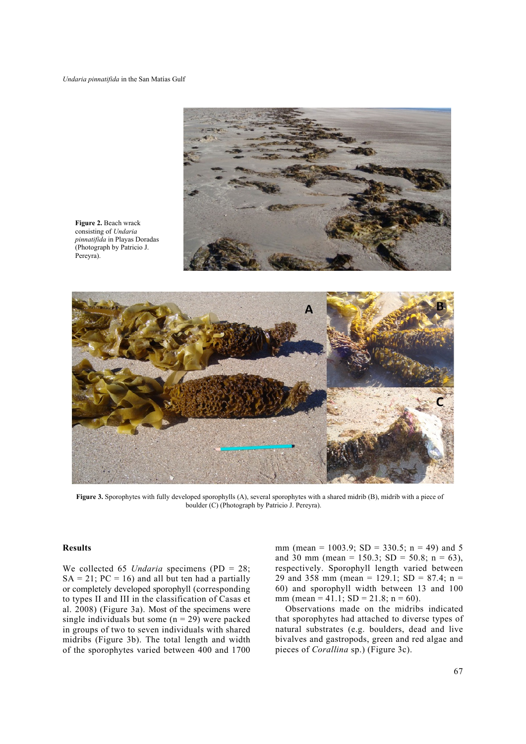**Figure 2.** Beach wrack consisting of *Undaria pinnatifida* in Playas Doradas (Photograph by Patricio J. Pereyra).

**Figure 3.** Sporophytes with fully developed sporophylls (A), several sporophytes with a shared midrib (B), midrib with a piece of boulder (C) (Photograph by Patricio J. Pereyra).

## Results

We collected 65 *Undaria* specimens (PD = 28; SA = 21; PC = 16) and all but ten had a partially or completely developed sporophyll (corresponding to types II and III in the classification of Casas et al. 2008) (Figure 3a). Most of the specimens were single individuals but some (n = 29) were packed in groups of two to seven individuals with shared midribs (Figure 3b). The total length and width of the sporophytes varied between 400 and 1700 mm (mean = 1003.9; SD = 330.5; n = 49) and 5 and 30 mm (mean = 150.3; SD = 50.8; n = 63), respectively. Sporophyll length varied between 29 and 358 mm (mean = 129.1; SD = 87.4; n = 60) and sporophyll width between 13 and 100 mm (mean = 41.1; SD = 21.8; n = 60).

Observations made on the midribs indicated that sporophytes had attached to diverse types of natural substrates (e.g. boulders, dead and live bivalves and gastropods, green and red algae and pieces of *Corallina* sp.) (Figure 3c).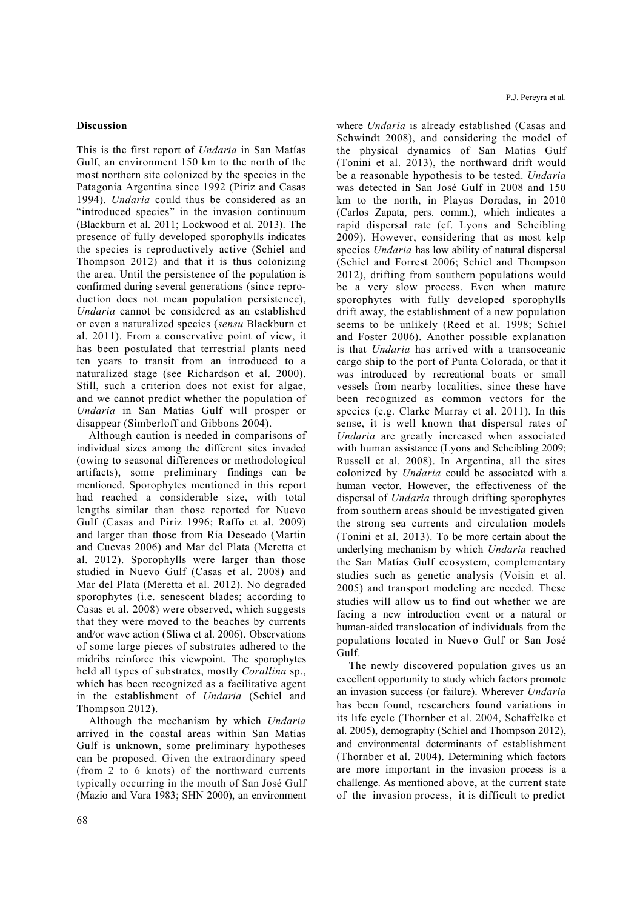### Discussion

This is the first report of *Undaria* in San Matías Gulf, an environment 150 km to the north of the most northern site colonized by the species in the Patagonia Argentina since 1992 (Piriz and Casas 1994). *Undaria* could thus be considered as an "introduced species" in the invasion continuum (Blackburn et al. 2011; Lockwood et al. 2013). The presence of fully developed sporophylls indicates the species is reproductively active (Schiel and Thompson 2012) and that it is thus colonizing the area. Until the persistence of the population is confirmed during several generations (since reproduction does not mean population persistence), *Undaria* cannot be considered as an established or even a naturalized species (*sensu* Blackburn et al. 2011). From a conservative point of view, it has been postulated that terrestrial plants need ten years to transit from an introduced to a naturalized stage (see Richardson et al. 2000). Still, such a criterion does not exist for algae, and we cannot predict whether the population of *Undaria* in San Matías Gulf will prosper or disappear (Simberloff and Gibbons 2004).

Although caution is needed in comparisons of individual sizes among the different sites invaded (owing to seasonal differences or methodological artifacts), some preliminary findings can be mentioned. Sporophytes mentioned in this report had reached a considerable size, with total lengths similar than those reported for Nuevo Gulf (Casas and Piriz 1996; Raffo et al. 2009) and larger than those from Ría Deseado (Martin and Cuevas 2006) and Mar del Plata (Meretta et al. 2012). Sporophylls were larger than those studied in Nuevo Gulf (Casas et al. 2008) and Mar del Plata (Meretta et al. 2012). No degraded sporophytes (i.e. senescent blades; according to Casas et al. 2008) were observed, which suggests that they were moved to the beaches by currents and/or wave action (Sliwa et al. 2006). Observations of some large pieces of substrates adhered to the midribs reinforce this viewpoint. The sporophytes held all types of substrates, mostly *Corallina* sp., which has been recognized as a facilitative agent in the establishment of *Undaria* (Schiel and Thompson 2012).

Although the mechanism by which *Undaria* arrived in the coastal areas within San Matías Gulf is unknown, some preliminary hypotheses can be proposed. Given the extraordinary speed (from 2 to 6 knots) of the northward currents typically occurring in the mouth of San José Gulf (Mazio and Vara 1983; SHN 2000), an environment where *Undaria* is already established (Casas and Schwindt 2008), and considering the model of the physical dynamics of San Matias Gulf (Tonini et al. 2013), the northward drift would be a reasonable hypothesis to be tested. *Undaria* was detected in San José Gulf in 2008 and 150 km to the north, in Playas Doradas, in 2010 (Carlos Zapata, pers. comm.), which indicates a rapid dispersal rate (cf. Lyons and Scheibling 2009). However, considering that as most kelp species *Undaria* has low ability of natural dispersal (Schiel and Forrest 2006; Schiel and Thompson 2012), drifting from southern populations would be a very slow process. Even when mature sporophytes with fully developed sporophylls drift away, the establishment of a new population seems to be unlikely (Reed et al. 1998; Schiel and Foster 2006). Another possible explanation is that *Undaria* has arrived with a transoceanic cargo ship to the port of Punta Colorada, or that it was introduced by recreational boats or small vessels from nearby localities, since these have been recognized as common vectors for the species (e.g. Clarke Murray et al. 2011). In this sense, it is well known that dispersal rates of *Undaria* are greatly increased when associated with human assistance (Lyons and Scheibling 2009; Russell et al. 2008). In Argentina, all the sites colonized by *Undaria* could be associated with a human vector. However, the effectiveness of the dispersal of *Undaria* through drifting sporophytes from southern areas should be investigated given the strong sea currents and circulation models (Tonini et al. 2013). To be more certain about the underlying mechanism by which *Undaria* reached the San Matías Gulf ecosystem, complementary studies such as genetic analysis (Voisin et al. 2005) and transport modeling are needed. These studies will allow us to find out whether we are facing a new introduction event or a natural or human-aided translocation of individuals from the populations located in Nuevo Gulf or San José Gulf.

The newly discovered population gives us an excellent opportunity to study which factors promote an invasion success (or failure). Wherever *Undaria* has been found, researchers found variations in its life cycle (Thornber et al. 2004, Schaffelke et al. 2005), demography (Schiel and Thompson 2012), and environmental determinants of establishment (Thornber et al. 2004). Determining which factors are more important in the invasion process is a challenge. As mentioned above, at the current state of the invasion process, it is difficult to predict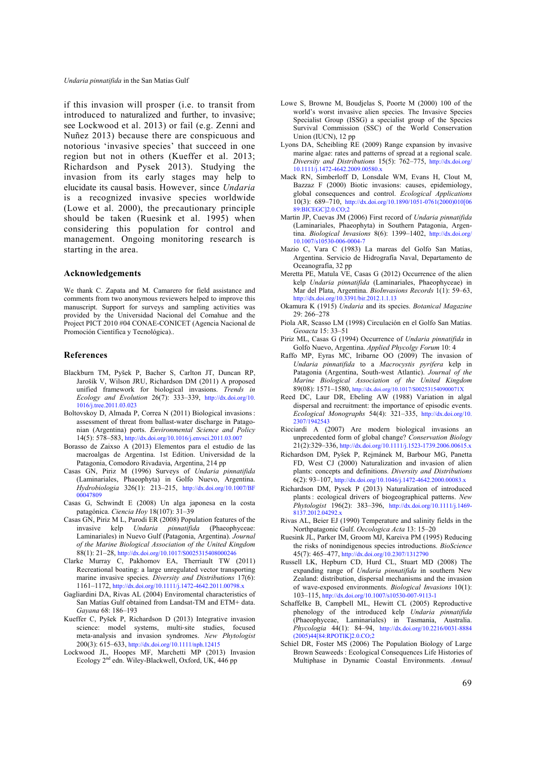if this invasion will prosper (i.e. to transit from introduced to naturalized and further, to invasive; see Lockwood et al. 2013) or fail (e.g. Zenni and Nuñez 2013) because there are conspicuous and notorious 'invasive species' that succeed in one region but not in others (Kueffer et al. 2013; Richardson and Pysek 2013). Studying the invasion from its early stages may help to elucidate its causal basis. However, since *Undaria* is a recognized invasive species worldwide (Lowe et al. 2000), the precautionary principle should be taken (Ruesink et al. 1995) when considering this population for control and management. Ongoing monitoring research is starting in the area.

## Acknowledgements

We thank C. Zapata and M. Camarero for field assistance and comments from two anonymous reviewers helped to improve this manuscript. Support for surveys and sampling activities was provided by the Universidad Nacional del Comahue and the Project PICT 2010 #04 CONAE-CONICET (Agencia Nacional de Promoción Científica y Tecnológica)..

## References

Blackburn TM, Pyšek P, Bacher S, Carlton JT, Duncan RP, Jarošík V, Wilson JRU, Richardson DM (2011) A proposed unified framework for biological invasions. *Trends in Ecology and Evolution* 26(7): 333–339, http://dx.doi.org/10.1016/j.tree.2011.03.023

Boltovskoy D, Almada P, Correa N (2011) Biological invasions: assessment of threat from ballast-water discharge in Patagonian (Argentina) ports. *Environmental Science and Policy* 14(5): 578–583, http://dx.doi.org/10.1016/j.envsci.2011.03.007

Borasso de Zaixso A (2013) Elementos para el estudio de las macroalgas de Argentina. 1st Edition. Universidad de la Patagonia, Comodoro Rivadavia, Argentina, 214 pp

Casas GN, Piriz M (1996) Surveys of *Undaria pinnatifida* (Laminariales, Phaeophyta) in Golfo Nuevo, Argentina. *Hydrobiologia* 326(1): 213–215, http://dx.doi.org/10.1007/BF00047809

Casas G, Schwindt E (2008) Un alga japonesa en la costa patagónica. *Ciencia Hoy* 18(107): 31–39

Casas GN, Piriz M L, Parodi ER (2008) Population features of the invasive kelp *Undaria pinnatifida* (Phaeophyceae: Laminariales) in Nuevo Gulf (Patagonia, Argentina). *Journal of the Marine Biological Association of the United Kingdom* 88(1): 21–28, http://dx.doi.org/10.1017/S0025315408000246

Clarke Murray C, Pakhomov EA, Therriault TW (2011) Recreational boating: a large unregulated vector transporting marine invasive species. *Diversity and Distributions* 17(6): 1161–1172, http://dx.doi.org/10.1111/j.1472-4642.2011.00798.x

Gagliardini DA, Rivas AL (2004) Enviromental characteristics of San Matías Gulf obtained from Landsat-TM and ETM+ data. *Gayana* 68: 186–193

Kueffer C, Pyšek P, Richardson D (2013) Integrative invasion science: model systems, multi-site studies, focused meta-analysis and invasion syndromes. *New Phytologist* 200(3): 615–633, http://dx.doi.org/10.1111/nph.12415

Lockwood JL, Hoopes MF, Marchetti MP (2013) Invasion Ecology 2nd edn. Wiley-Blackwell, Oxford, UK, 446 pp

Lowe S, Browne M, Boudjelas S, Poorte M (2000) 100 of the world's worst invasive alien species. The Invasive Species Specialist Group (ISSG) a specialist group of the Species Survival Commission (SSC) of the World Conservation Union (IUCN), 12 pp

Lyons DA, Scheibling RE (2009) Range expansion by invasive marine algae: rates and patterns of spread at a regional scale. *Diversity and Distributions* 15(5): 762–775, http://dx.doi.org/10.1111/j.1472-4642.2009.00580.x

Mack RN, Simberloff D, Lonsdale WM, Evans H, Clout M, Bazzaz F (2000) Biotic invasions: causes, epidemiology, global consequences and control. *Ecological Applications* 10(3): 689–710, http://dx.doi.org/10.1890/1051-0761(2000)010[0689:BICEGC]2.0.CO;2

Martin JP, Cuevas JM (2006) First record of *Undaria pinnatifida* (Laminariales, Phaeophyta) in Southern Patagonia, Argentina. *Biological Invasions* 8(6): 1399–1402, http://dx.doi.org/10.1007/s10530-006-0004-7

Mazio C, Vara C (1983) La mareas del Golfo San Matías, Argentina. Servicio de Hidrografía Naval, Departamento de Oceanografía, 32 pp

Meretta PE, Matula VE, Casas G (2012) Occurrence of the alien kelp *Undaria pinnatifida* (Laminariales, Phaeophyceae) in Mar del Plata, Argentina. *BioInvasions Records* 1(1): 59–63, http://dx.doi.org/10.3391/bir.2012.1.1.13

Okamura K (1915) *Undaria* and its species. *Botanical Magazine* 29: 266–278

Piola AR, Scasso LM (1998) Circulación en el Golfo San Matías. *Geoacta* 15: 33–51

Piriz ML, Casas G (1994) Occurrence of *Undaria pinnatifida* in Golfo Nuevo, Argentina. *Applied Phycolgy Forum* 10: 4

Raffo MP, Eyras MC, Iribarne OO (2009) The invasion of *Undaria pinnatifida* to a *Macrocystis pyrifera* kelp in Patagonia (Argentina, South-west Atlantic). *Journal of the Marine Biological Association of the United Kingdom* 89(08): 1571–1580, http://dx.doi.org/10.1017/S002531540900071X

Reed DC, Laur DR, Ebeling AW (1988) Variation in algal dispersal and recruitment: the importance of episodic events. *Ecological Monographs* 54(4): 321–335, http://dx.doi.org/10.2307/1942543

Ricciardi A (2007) Are modern biological invasions an unprecedented form of global change? *Conservation Biology* 21(2):329–336, http://dx.doi.org/10.1111/j.1523-1739.2006.00615.x

Richardson DM, Pyšek P, Rejmánek M, Barbour MG, Panetta FD, West CJ (2000) Naturalization and invasion of alien plants: concepts and definitions. *Diversity and Distributions* 6(2): 93–107, http://dx.doi.org/10.1046/j.1472-4642.2000.00083.x

Richardson DM, Pysek P (2013) Naturalization of introduced plants: ecological drivers of biogeographical patterns. *New Phytologist* 196(2): 383–396, http://dx.doi.org/10.1111/j.1469-8137.2012.04292.x

Rivas AL, Beier EJ (1990) Temperature and salinity fields in the Northpatagonic Gulf. *Oecologica Acta* 13: 15–20

Ruesink JL, Parker IM, Groom MJ, Kareiva PM (1995) Reducing the risks of nonindigenous species introductions. *BioScience* 45(7): 465–477, http://dx.doi.org/10.2307/1312790

Russell LK, Hepburn CD, Hurd CL, Stuart MD (2008) The expanding range of *Undaria pinnatifida* in southern New Zealand: distribution, dispersal mechanisms and the invasion of wave-exposed environments. *Biological Invasions* 10(1): 103–115, http://dx.doi.org/10.1007/s10530-007-9113-1

Schaffelke B, Campbell ML, Hewitt CL (2005) Reproductive phenology of the introduced kelp *Undaria pinnatifida* (Phaeophyceae, Laminariales) in Tasmania, Australia. *Phycologia* 44(1): 84–94, http://dx.doi.org/10.2216/0031-8884(2005)44[84:RPOTIK]2.0.CO;2

Schiel DR, Foster MS (2006) The Population Biology of Large Brown Seaweeds : Ecological Consequences Life Histories of Multiphase in Dynamic Coastal Environments. *Annual*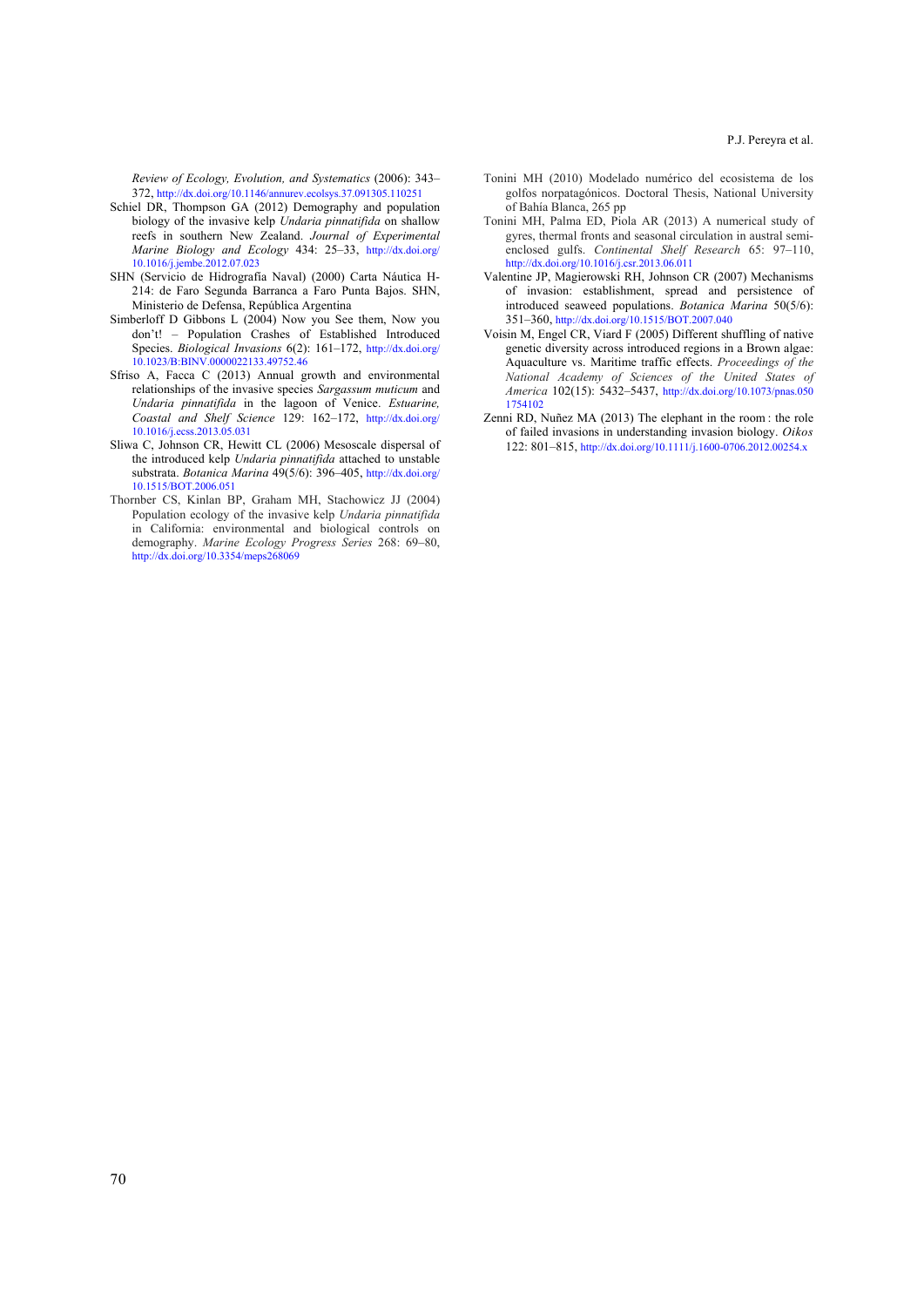*Review of Ecology, Evolution, and Systematics* (2006): 343–372, http://dx.doi.org/10.1146/annurev.ecolsys.37.091305.110251

Schiel DR, Thompson GA (2012) Demography and population biology of the invasive kelp *Undaria pinnatifida* on shallow reefs in southern New Zealand. *Journal of Experimental Marine Biology and Ecology* 434: 25–33, http://dx.doi.org/10.1016/j.jembe.2012.07.023

SHN (Servicio de Hidrografía Naval) (2000) Carta Náutica H-214: de Faro Segunda Barranca a Faro Punta Bajos. SHN, Ministerio de Defensa, República Argentina

Simberloff D Gibbons L (2004) Now you See them, Now you don't! – Population Crashes of Established Introduced Species. *Biological Invasions* 6(2): 161–172, http://dx.doi.org/10.1023/B:BINV.0000022133.49752.46

Sfriso A, Facca C (2013) Annual growth and environmental relationships of the invasive species *Sargassum muticum* and *Undaria pinnatifida* in the lagoon of Venice. *Estuarine, Coastal and Shelf Science* 129: 162–172, http://dx.doi.org/10.1016/j.ecss.2013.05.031

Sliwa C, Johnson CR, Hewitt CL (2006) Mesoscale dispersal of the introduced kelp *Undaria pinnatifida* attached to unstable substrata. *Botanica Marina* 49(5/6): 396–405, http://dx.doi.org/10.1515/BOT.2006.051

Thornber CS, Kinlan BP, Graham MH, Stachowicz JJ (2004) Population ecology of the invasive kelp *Undaria pinnatifida* in California: environmental and biological controls on demography. *Marine Ecology Progress Series* 268: 69–80, http://dx.doi.org/10.3354/meps268069

Tonini MH (2010) Modelado numérico del ecosistema de los golfos norpatagónicos. Doctoral Thesis, National University of Bahía Blanca, 265 pp

Tonini MH, Palma ED, Piola AR (2013) A numerical study of gyres, thermal fronts and seasonal circulation in austral semi-enclosed gulfs. *Continental Shelf Research* 65: 97–110, http://dx.doi.org/10.1016/j.csr.2013.06.011

Valentine JP, Magierowski RH, Johnson CR (2007) Mechanisms of invasion: establishment, spread and persistence of introduced seaweed populations. *Botanica Marina* 50(5/6): 351–360, http://dx.doi.org/10.1515/BOT.2007.040

Voisin M, Engel CR, Viard F (2005) Different shuffling of native genetic diversity across introduced regions in a Brown algae: Aquaculture vs. Maritime traffic effects. *Proceedings of the National Academy of Sciences of the United States of America* 102(15): 5432–5437, http://dx.doi.org/10.1073/pnas.0501754102

Zenni RD, Nuñez MA (2013) The elephant in the room : the role of failed invasions in understanding invasion biology. *Oikos* 122: 801–815, http://dx.doi.org/10.1111/j.1600-0706.2012.00254.x